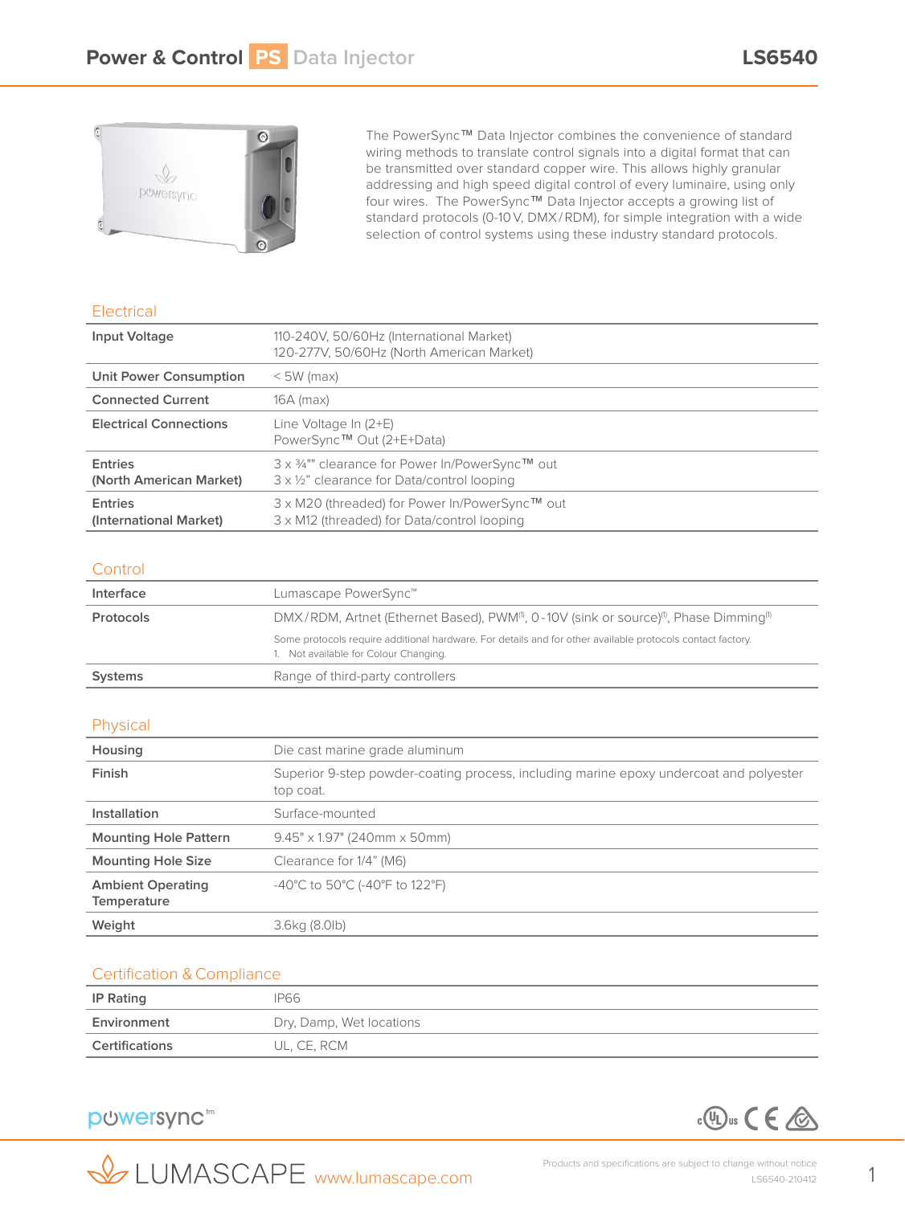# Power & Control PS Data Injector

## LS6540

The PowerSync™ Data Injector combines the convenience of standard wiring methods to translate control signals into a digital format that can be transmitted over standard copper wire. This allows highly granular addressing and high speed digital control of every luminaire, using only four wires. The PowerSync™ Data Injector accepts a growing list of standard protocols (0-10 V, DMX / RDM), for simple integration with a wide selection of control systems using these industry standard protocols.

### Electrical

| | |
|---|---|
| **Input Voltage** | 110-240V, 50/60Hz (International Market)<br>120-277V, 50/60Hz (North American Market) |
| **Unit Power Consumption** | < 5W (max) |
| **Connected Current** | 16A (max) |
| **Electrical Connections** | Line Voltage In (2+E)<br>PowerSync™ Out (2+E+Data) |
| **Entries (North American Market)** | 3 x ¾"" clearance for Power In/PowerSync™ out<br>3 x ½" clearance for Data/control looping |
| **Entries (International Market)** | 3 x M20 (threaded) for Power In/PowerSync™ out<br>3 x M12 (threaded) for Data/control looping |

### Control

| | |
|---|---|
| **Interface** | Lumascape PowerSync™ |
| **Protocols** | DMX / RDM, Artnet (Ethernet Based), PWM(1), 0 - 10V (sink or source)(1), Phase Dimming(1)<br>Some protocols require additional hardware. For details and for other available protocols contact factory.<br>1. Not available for Colour Changing. |
| **Systems** | Range of third-party controllers |

### Physical

| | |
|---|---|
| **Housing** | Die cast marine grade aluminum |
| **Finish** | Superior 9-step powder-coating process, including marine epoxy undercoat and polyester top coat. |
| **Installation** | Surface-mounted |
| **Mounting Hole Pattern** | 9.45" x 1.97" (240mm x 50mm) |
| **Mounting Hole Size** | Clearance for 1/4" (M6) |
| **Ambient Operating Temperature** | -40°C to 50°C (-40°F to 122°F) |
| **Weight** | 3.6kg (8.0lb) |

### Certification & Compliance

| | |
|---|---|
| **IP Rating** | IP66 |
| **Environment** | Dry, Damp, Wet locations |
| **Certifications** | UL, CE, RCM |

powersync™

LUMASCAPE www.lumascape.com

Products and specifications are subject to change without notice
LS6540-210412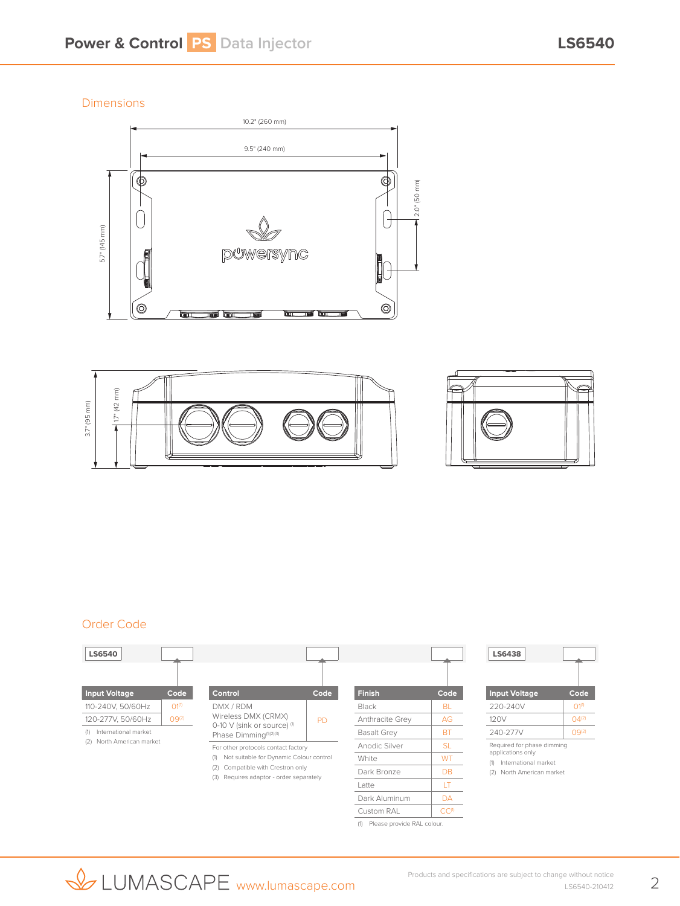## Dimensions

10.2" (260 mm)

9.5" (240 mm)

5.7" (145 mm)

2.0" (50 mm)

3.7" (95 mm)

1.7" (42 mm)

## Order Code

LS6540

| Input Voltage | Code |
|---|---|
| 110-240V, 50/60Hz | 01(1) |
| 120-277V, 50/60Hz | 09(2) |

(1) International market
(2) North American market

| Control | Code |
|---|---|
| DMX / RDM<br>Wireless DMX (CRMX)<br>0-10 V (sink or source) (1)<br>Phase Dimming(1)(2)(3) | PD |

For other protocols contact factory
(1) Not suitable for Dynamic Colour control
(2) Compatible with Crestron only
(3) Requires adaptor - order separately

| Finish | Code |
|---|---|
| Black | BL |
| Anthracite Grey | AG |
| Basalt Grey | BT |
| Anodic Silver | SL |
| White | WT |
| Dark Bronze | DB |
| Latte | LT |
| Dark Aluminum | DA |
| Custom RAL | CC(1) |

(1) Please provide RAL colour.

LS6438

| Input Voltage | Code |
|---|---|
| 220-240V | 01(1) |
| 120V | 04(2) |
| 240-277V | 09(2) |

Required for phase dimming applications only
(1) International market
(2) North American market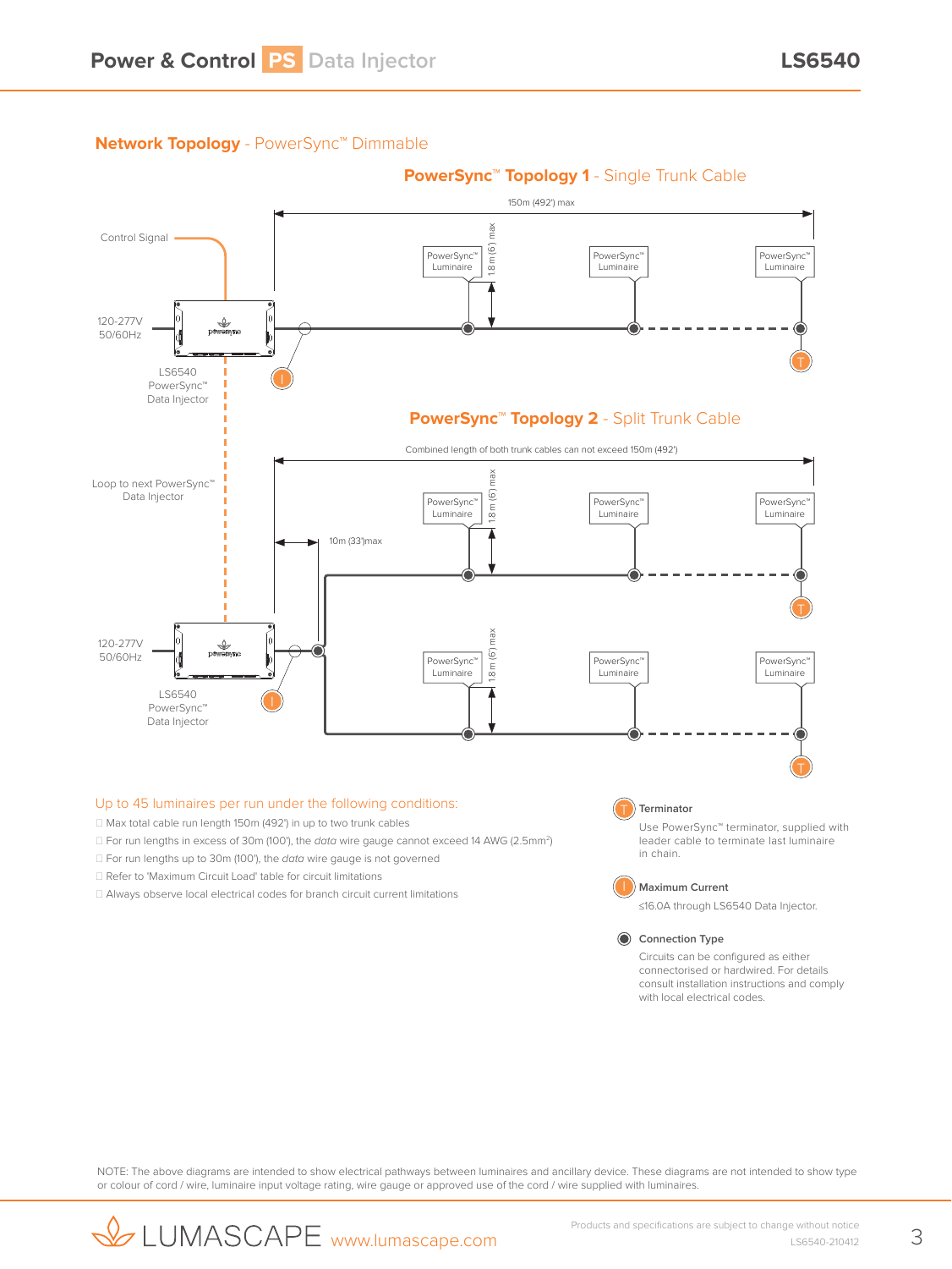## Network Topology - PowerSync™ Dimmable

### PowerSync™ Topology 1 - Single Trunk Cable

150m (492') max

Control Signal

120-277V 50/60Hz

LS6540 PowerSync™ Data Injector

PowerSync™ Luminaire

1.8m (6') max

### PowerSync™ Topology 2 - Split Trunk Cable

Combined length of both trunk cables can not exceed 150m (492')

Loop to next PowerSync™ Data Injector

10m (33')max

PowerSync™ Luminaire

1.8m (6') max

120-277V 50/60Hz

LS6540 PowerSync™ Data Injector

Up to 45 luminaires per run under the following conditions:

- Max total cable run length 150m (492') in up to two trunk cables
- For run lengths in excess of 30m (100'), the *data* wire gauge cannot exceed 14 AWG (2.5mm$^2$)
- For run lengths up to 30m (100'), the *data* wire gauge is not governed
- Refer to 'Maximum Circuit Load' table for circuit limitations
- Always observe local electrical codes for branch circuit current limitations

**Terminator**

Use PowerSync™ terminator, supplied with leader cable to terminate last luminaire in chain.

**Maximum Current**

≤16.0A through LS6540 Data Injector.

**Connection Type**

Circuits can be configured as either connectorised or hardwired. For details consult installation instructions and comply with local electrical codes.

NOTE: The above diagrams are intended to show electrical pathways between luminaires and ancillary device. These diagrams are not intended to show type or colour of cord / wire, luminaire input voltage rating, wire gauge or approved use of the cord / wire supplied with luminaires.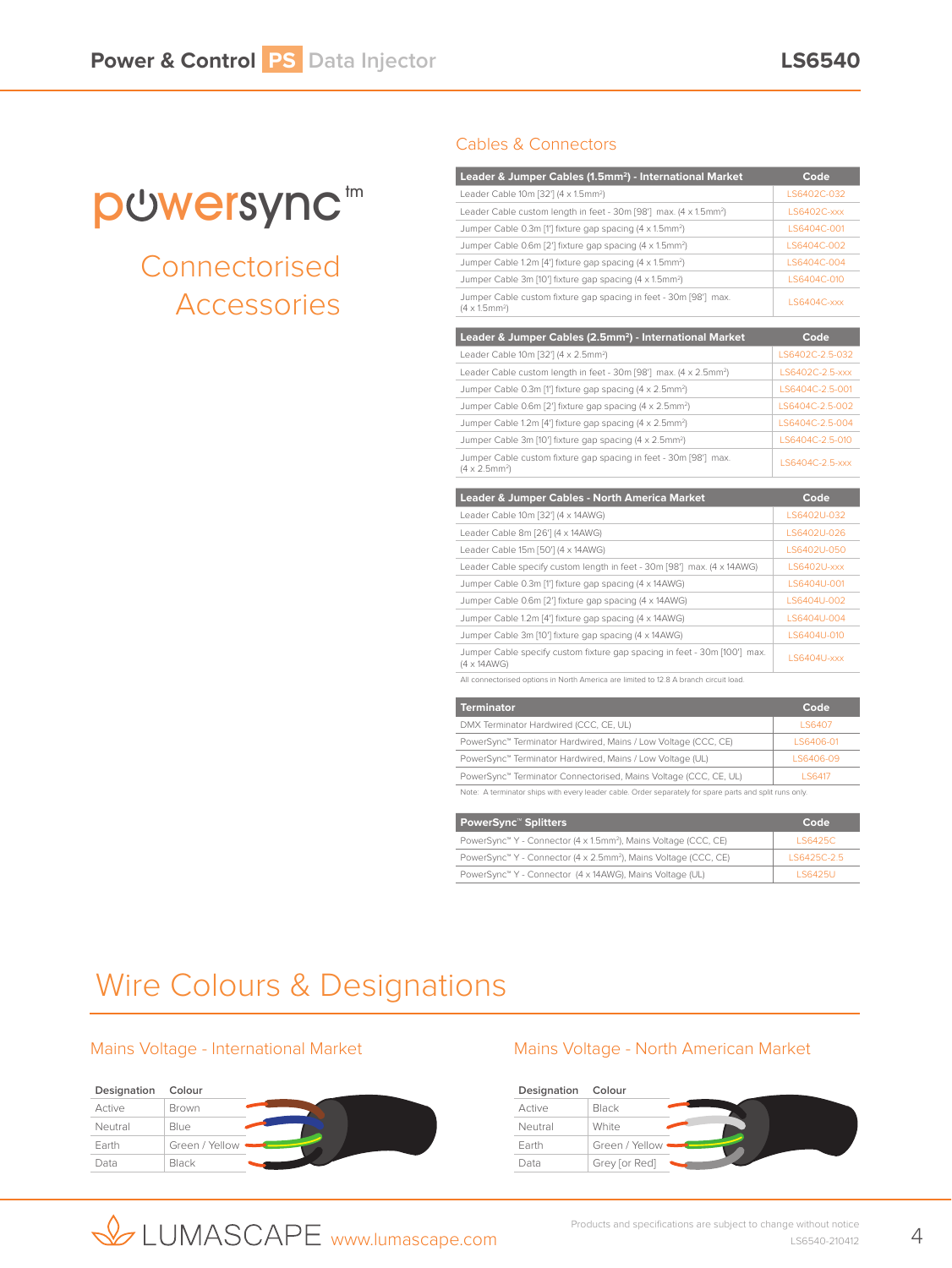# powersync™

## Connectorised Accessories

### Cables & Connectors

| Leader & Jumper Cables (1.5mm²) - International Market | Code |
|---|---|
| Leader Cable 10m [32'] (4 x 1.5mm²) | LS6402C-032 |
| Leader Cable custom length in feet - 30m [98'] max. (4 x 1.5mm²) | LS6402C-xxx |
| Jumper Cable 0.3m [1'] fixture gap spacing (4 x 1.5mm²) | LS6404C-001 |
| Jumper Cable 0.6m [2'] fixture gap spacing (4 x 1.5mm²) | LS6404C-002 |
| Jumper Cable 1.2m [4'] fixture gap spacing (4 x 1.5mm²) | LS6404C-004 |
| Jumper Cable 3m [10'] fixture gap spacing (4 x 1.5mm²) | LS6404C-010 |
| Jumper Cable custom fixture gap spacing in feet - 30m [98'] max. (4 x 1.5mm²) | LS6404C-xxx |

| Leader & Jumper Cables (2.5mm²) - International Market | Code |
|---|---|
| Leader Cable 10m [32'] (4 x 2.5mm²) | LS6402C-2.5-032 |
| Leader Cable custom length in feet - 30m [98'] max. (4 x 2.5mm²) | LS6402C-2.5-xxx |
| Jumper Cable 0.3m [1'] fixture gap spacing (4 x 2.5mm²) | LS6404C-2.5-001 |
| Jumper Cable 0.6m [2'] fixture gap spacing (4 x 2.5mm²) | LS6404C-2.5-002 |
| Jumper Cable 1.2m [4'] fixture gap spacing (4 x 2.5mm²) | LS6404C-2.5-004 |
| Jumper Cable 3m [10'] fixture gap spacing (4 x 2.5mm²) | LS6404C-2.5-010 |
| Jumper Cable custom fixture gap spacing in feet - 30m [98'] max. (4 x 2.5mm²) | LS6404C-2.5-xxx |

| Leader & Jumper Cables - North America Market | Code |
|---|---|
| Leader Cable 10m [32'] (4 x 14AWG) | LS6402U-032 |
| Leader Cable 8m [26'] (4 x 14AWG) | LS6402U-026 |
| Leader Cable 15m [50'] (4 x 14AWG) | LS6402U-050 |
| Leader Cable specify custom length in feet - 30m [98'] max. (4 x 14AWG) | LS6402U-xxx |
| Jumper Cable 0.3m [1'] fixture gap spacing (4 x 14AWG) | LS6404U-001 |
| Jumper Cable 0.6m [2'] fixture gap spacing (4 x 14AWG) | LS6404U-002 |
| Jumper Cable 1.2m [4'] fixture gap spacing (4 x 14AWG) | LS6404U-004 |
| Jumper Cable 3m [10'] fixture gap spacing (4 x 14AWG) | LS6404U-010 |
| Jumper Cable specify custom fixture gap spacing in feet - 30m [100'] max. (4 x 14AWG) | LS6404U-xxx |

All connectorised options in North America are limited to 12.8 A branch circuit load.

| Terminator | Code |
|---|---|
| DMX Terminator Hardwired (CCC, CE, UL) | LS6407 |
| PowerSync™ Terminator Hardwired, Mains / Low Voltage (CCC, CE) | LS6406-01 |
| PowerSync™ Terminator Hardwired, Mains / Low Voltage (UL) | LS6406-09 |
| PowerSync™ Terminator Connectorised, Mains Voltage (CCC, CE, UL) | LS6417 |

Note: A terminator ships with every leader cable. Order separately for spare parts and split runs only.

| PowerSync™ Splitters | Code |
|---|---|
| PowerSync™ Y - Connector (4 x 1.5mm²), Mains Voltage (CCC, CE) | LS6425C |
| PowerSync™ Y - Connector (4 x 2.5mm²), Mains Voltage (CCC, CE) | LS6425C-2.5 |
| PowerSync™ Y - Connector (4 x 14AWG), Mains Voltage (UL) | LS6425U |

## Wire Colours & Designations

### Mains Voltage - International Market

| Designation | Colour |
|---|---|
| Active | Brown |
| Neutral | Blue |
| Earth | Green / Yellow |
| Data | Black |

### Mains Voltage - North American Market

| Designation | Colour |
|---|---|
| Active | Black |
| Neutral | White |
| Earth | Green / Yellow |
| Data | Grey [or Red] |

LUMASCAPE www.lumascape.com

Products and specifications are subject to change without notice

LS6540-210412